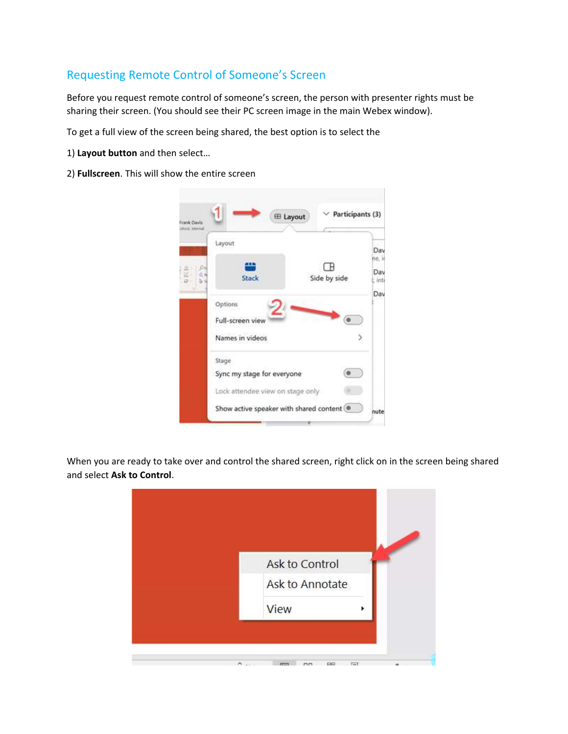## Requesting Remote Control of Someone's Screen

Before you request remote control of someone's screen, the person with presenter rights must be sharing their screen. (You should see their PC screen image in the main Webex window).

To get a full view of the screen being shared, the best option is to select the

1) **Layout button** and then select…

2) **Fullscreen**. This will show the entire screen

When you are ready to take over and control the shared screen, right click on in the screen being shared and select **Ask to Control**.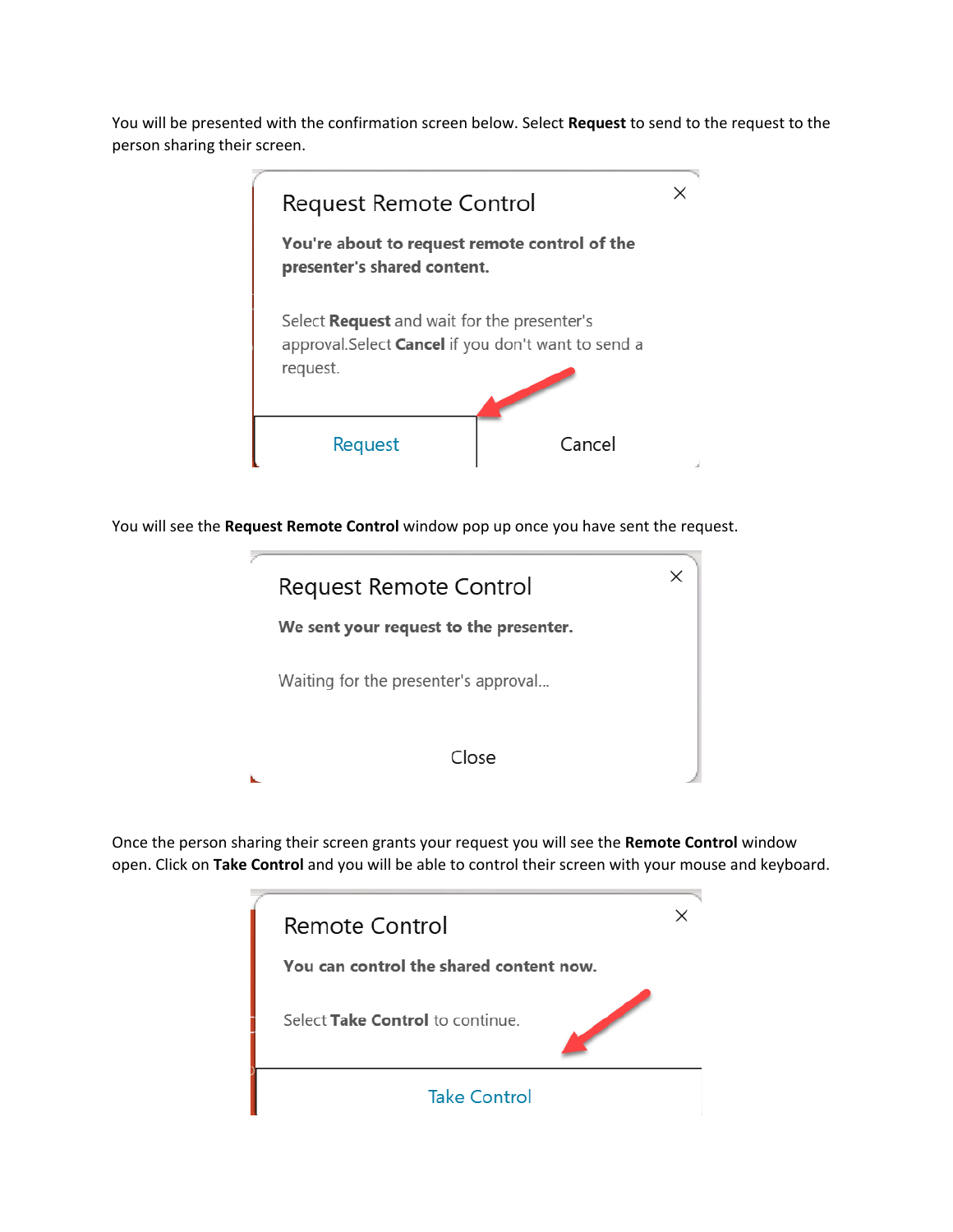You will be presented with the confirmation screen below. Select **Request** to send to the request to the person sharing their screen.

You will see the **Request Remote Control** window pop up once you have sent the request.

Once the person sharing their screen grants your request you will see the **Remote Control** window open. Click on **Take Control** and you will be able to control their screen with your mouse and keyboard.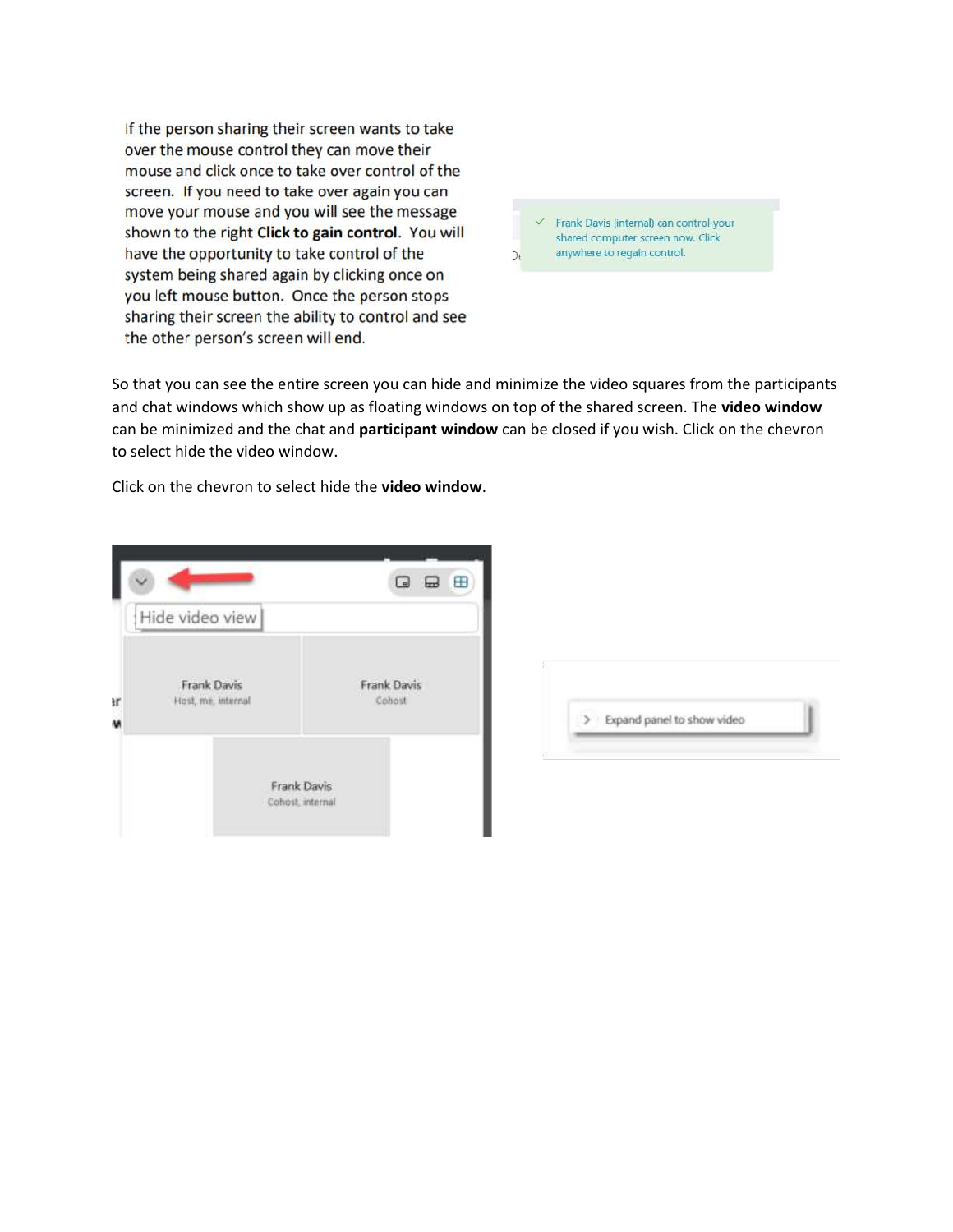If the person sharing their screen wants to take over the mouse control they can move their mouse and click once to take over control of the screen. If you need to take over again you can move your mouse and you will see the message shown to the right **Click to gain control**. You will have the opportunity to take control of the system being shared again by clicking once on you left mouse button. Once the person stops sharing their screen the ability to control and see the other person's screen will end.

So that you can see the entire screen you can hide and minimize the video squares from the participants and chat windows which show up as floating windows on top of the shared screen. The **video window** can be minimized and the chat and **participant window** can be closed if you wish. Click on the chevron to select hide the video window.

Click on the chevron to select hide the **video window**.